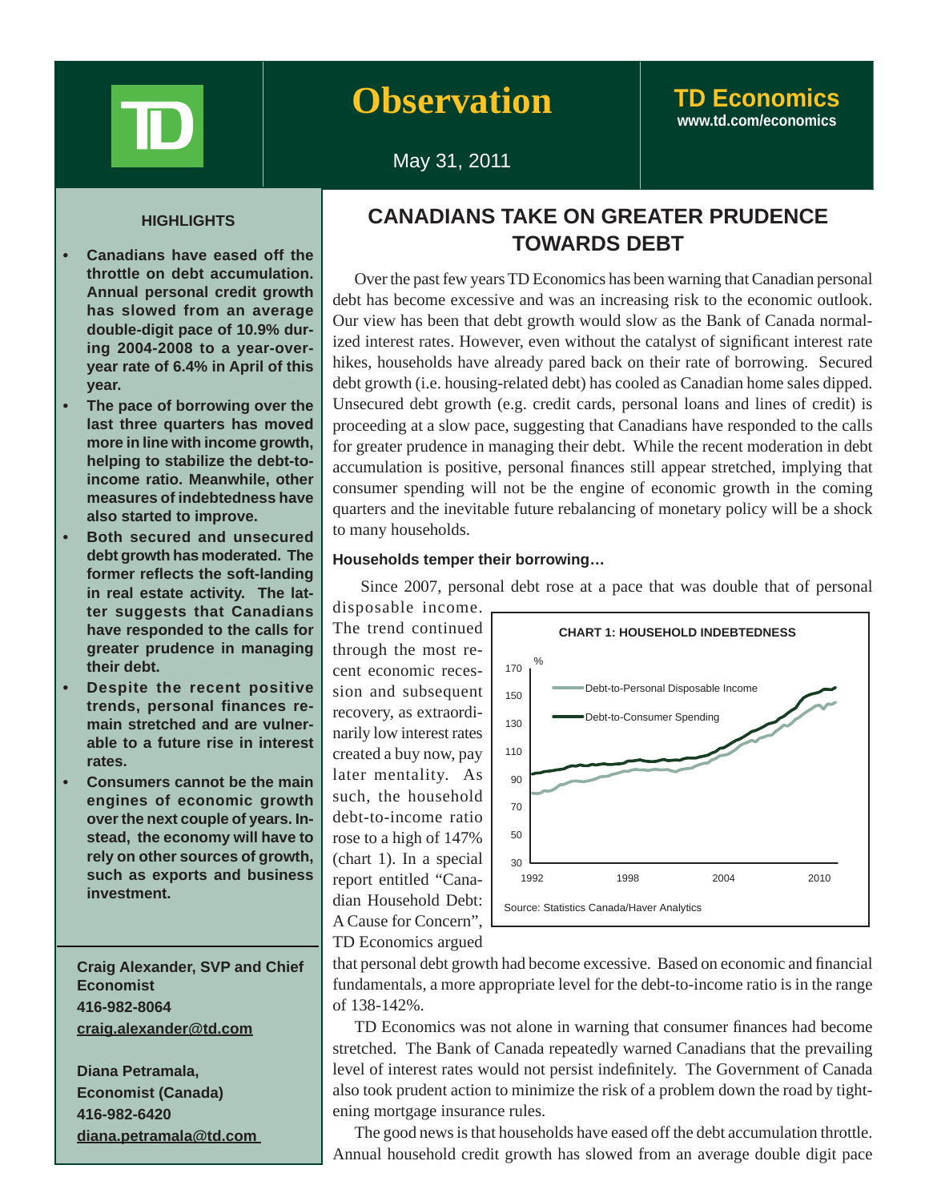# Observation

**TD Economics**
www.td.com/economics

May 31, 2011

## CANADIANS TAKE ON GREATER PRUDENCE TOWARDS DEBT

### HIGHLIGHTS

- **Canadians have eased off the throttle on debt accumulation. Annual personal credit growth has slowed from an average double-digit pace of 10.9% during 2004-2008 to a year-over-year rate of 6.4% in April of this year.**
- **The pace of borrowing over the last three quarters has moved more in line with income growth, helping to stabilize the debt-to-income ratio. Meanwhile, other measures of indebtedness have also started to improve.**
- **Both secured and unsecured debt growth has moderated. The former reflects the soft-landing in real estate activity. The latter suggests that Canadians have responded to the calls for greater prudence in managing their debt.**
- **Despite the recent positive trends, personal finances remain stretched and are vulnerable to a future rise in interest rates.**
- **Consumers cannot be the main engines of economic growth over the next couple of years. Instead, the economy will have to rely on other sources of growth, such as exports and business investment.**

**Craig Alexander, SVP and Chief Economist**
**416-982-8064**
**craig.alexander@td.com**

**Diana Petramala,**
**Economist (Canada)**
**416-982-6420**
**diana.petramala@td.com**

Over the past few years TD Economics has been warning that Canadian personal debt has become excessive and was an increasing risk to the economic outlook. Our view has been that debt growth would slow as the Bank of Canada normalized interest rates. However, even without the catalyst of significant interest rate hikes, households have already pared back on their rate of borrowing. Secured debt growth (i.e. housing-related debt) has cooled as Canadian home sales dipped. Unsecured debt growth (e.g. credit cards, personal loans and lines of credit) is proceeding at a slow pace, suggesting that Canadians have responded to the calls for greater prudence in managing their debt. While the recent moderation in debt accumulation is positive, personal finances still appear stretched, implying that consumer spending will not be the engine of economic growth in the coming quarters and the inevitable future rebalancing of monetary policy will be a shock to many households.

#### Households temper their borrowing…

Since 2007, personal debt rose at a pace that was double that of personal disposable income. The trend continued through the most recent economic recession and subsequent recovery, as extraordinarily low interest rates created a buy now, pay later mentality. As such, the household debt-to-income ratio rose to a high of 147% (chart 1). In a special report entitled "Canadian Household Debt: A Cause for Concern", TD Economics argued that personal debt growth had become excessive. Based on economic and financial fundamentals, a more appropriate level for the debt-to-income ratio is in the range of 138-142%.

**CHART 1: HOUSEHOLD INDEBTEDNESS**

(Chart: Debt-to-Personal Disposable Income and Debt-to-Consumer Spending, %, 1992–2010)

Source: Statistics Canada/Haver Analytics

TD Economics was not alone in warning that consumer finances had become stretched. The Bank of Canada repeatedly warned Canadians that the prevailing level of interest rates would not persist indefinitely. The Government of Canada also took prudent action to minimize the risk of a problem down the road by tightening mortgage insurance rules.

The good news is that households have eased off the debt accumulation throttle. Annual household credit growth has slowed from an average double digit pace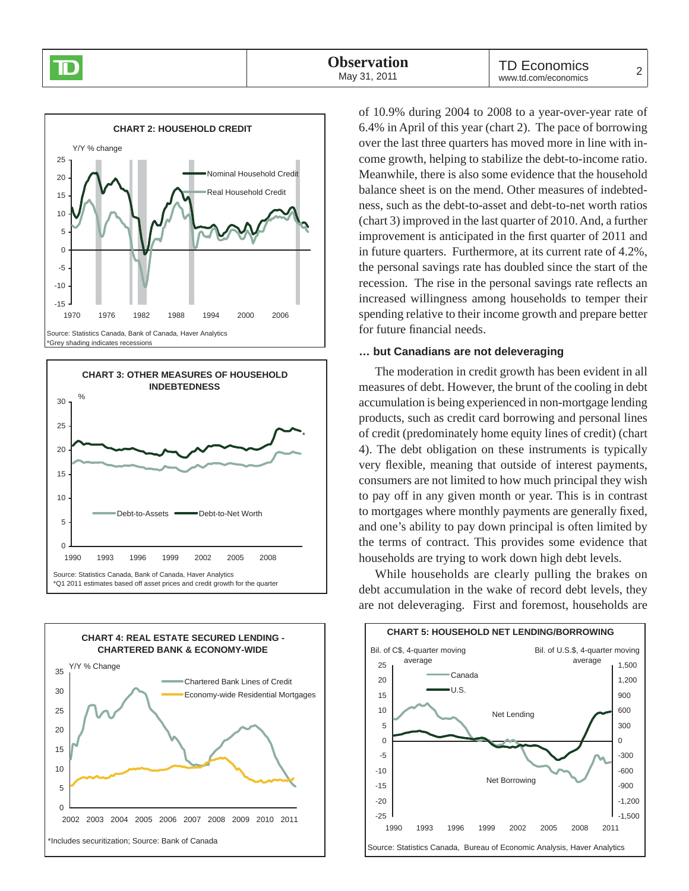**CHART 2: HOUSEHOLD CREDIT**

Source: Statistics Canada, Bank of Canada, Haver Analytics
*Grey shading indicates recessions

**CHART 3: OTHER MEASURES OF HOUSEHOLD INDEBTEDNESS**

Source: Statistics Canada, Bank of Canada, Haver Analytics
*Q1 2011 estimates based off asset prices and credit growth for the quarter

**CHART 4: REAL ESTATE SECURED LENDING - CHARTERED BANK & ECONOMY-WIDE**

*Includes securitization; Source: Bank of Canada

of 10.9% during 2004 to 2008 to a year-over-year rate of 6.4% in April of this year (chart 2). The pace of borrowing over the last three quarters has moved more in line with income growth, helping to stabilize the debt-to-income ratio. Meanwhile, there is also some evidence that the household balance sheet is on the mend. Other measures of indebtedness, such as the debt-to-asset and debt-to-net worth ratios (chart 3) improved in the last quarter of 2010. And, a further improvement is anticipated in the first quarter of 2011 and in future quarters. Furthermore, at its current rate of 4.2%, the personal savings rate has doubled since the start of the recession. The rise in the personal savings rate reflects an increased willingness among households to temper their spending relative to their income growth and prepare better for future financial needs.

### … but Canadians are not deleveraging

The moderation in credit growth has been evident in all measures of debt. However, the brunt of the cooling in debt accumulation is being experienced in non-mortgage lending products, such as credit card borrowing and personal lines of credit (predominately home equity lines of credit) (chart 4). The debt obligation on these instruments is typically very flexible, meaning that outside of interest payments, consumers are not limited to how much principal they wish to pay off in any given month or year. This is in contrast to mortgages where monthly payments are generally fixed, and one's ability to pay down principal is often limited by the terms of contract. This provides some evidence that households are trying to work down high debt levels.

While households are clearly pulling the brakes on debt accumulation in the wake of record debt levels, they are not deleveraging. First and foremost, households are

**CHART 5: HOUSEHOLD NET LENDING/BORROWING**

Source: Statistics Canada, Bureau of Economic Analysis, Haver Analytics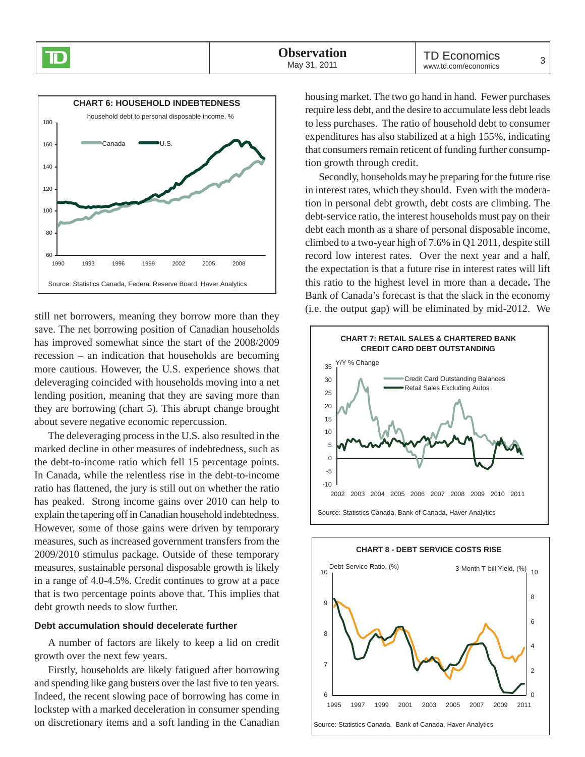**CHART 6: HOUSEHOLD INDEBTEDNESS**

household debt to personal disposable income, %

Source: Statistics Canada, Federal Reserve Board, Haver Analytics

still net borrowers, meaning they borrow more than they save. The net borrowing position of Canadian households has improved somewhat since the start of the 2008/2009 recession – an indication that households are becoming more cautious. However, the U.S. experience shows that deleveraging coincided with households moving into a net lending position, meaning that they are saving more than they are borrowing (chart 5). This abrupt change brought about severe negative economic repercussion.

The deleveraging process in the U.S. also resulted in the marked decline in other measures of indebtedness, such as the debt-to-income ratio which fell 15 percentage points. In Canada, while the relentless rise in the debt-to-income ratio has flattened, the jury is still out on whether the ratio has peaked. Strong income gains over 2010 can help to explain the tapering off in Canadian household indebtedness. However, some of those gains were driven by temporary measures, such as increased government transfers from the 2009/2010 stimulus package. Outside of these temporary measures, sustainable personal disposable growth is likely in a range of 4.0-4.5%. Credit continues to grow at a pace that is two percentage points above that. This implies that debt growth needs to slow further.

### Debt accumulation should decelerate further

A number of factors are likely to keep a lid on credit growth over the next few years.

Firstly, households are likely fatigued after borrowing and spending like gang busters over the last five to ten years. Indeed, the recent slowing pace of borrowing has come in lockstep with a marked deceleration in consumer spending on discretionary items and a soft landing in the Canadian housing market. The two go hand in hand. Fewer purchases require less debt, and the desire to accumulate less debt leads to less purchases. The ratio of household debt to consumer expenditures has also stabilized at a high 155%, indicating that consumers remain reticent of funding further consumption growth through credit.

Secondly, households may be preparing for the future rise in interest rates, which they should. Even with the moderation in personal debt growth, debt costs are climbing. The debt-service ratio, the interest households must pay on their debt each month as a share of personal disposable income, climbed to a two-year high of 7.6% in Q1 2011, despite still record low interest rates. Over the next year and a half, the expectation is that a future rise in interest rates will lift this ratio to the highest level in more than a decade**.** The Bank of Canada's forecast is that the slack in the economy (i.e. the output gap) will be eliminated by mid-2012. We

**CHART 7: RETAIL SALES & CHARTERED BANK CREDIT CARD DEBT OUTSTANDING**

Source: Statistics Canada, Bank of Canada, Haver Analytics

**CHART 8 - DEBT SERVICE COSTS RISE**

Source: Statistics Canada, Bank of Canada, Haver Analytics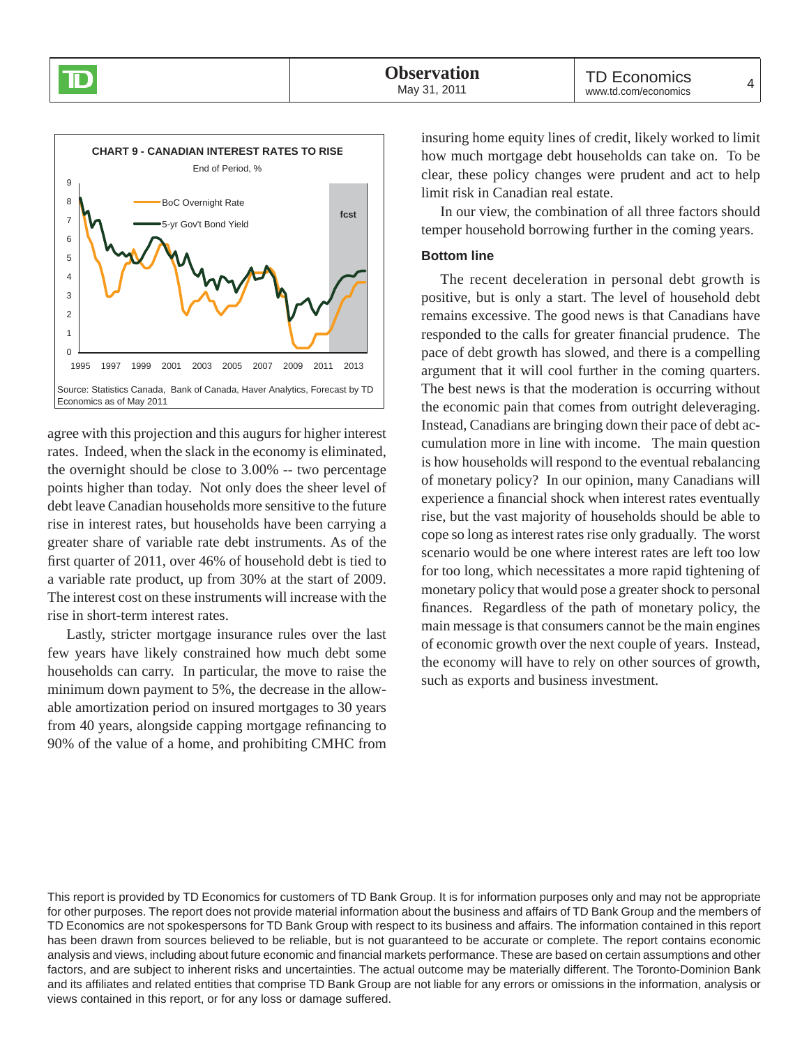**CHART 9 - CANADIAN INTEREST RATES TO RISE**

End of Period, %

9
8
7
6
5
4
3
2
1
0

BoC Overnight Rate

5-yr Gov't Bond Yield

fcst

1995 1997 1999 2001 2003 2005 2007 2009 2011 2013

Source: Statistics Canada, Bank of Canada, Haver Analytics, Forecast by TD Economics as of May 2011

agree with this projection and this augurs for higher interest rates. Indeed, when the slack in the economy is eliminated, the overnight should be close to 3.00% -- two percentage points higher than today. Not only does the sheer level of debt leave Canadian households more sensitive to the future rise in interest rates, but households have been carrying a greater share of variable rate debt instruments. As of the first quarter of 2011, over 46% of household debt is tied to a variable rate product, up from 30% at the start of 2009. The interest cost on these instruments will increase with the rise in short-term interest rates.

Lastly, stricter mortgage insurance rules over the last few years have likely constrained how much debt some households can carry. In particular, the move to raise the minimum down payment to 5%, the decrease in the allowable amortization period on insured mortgages to 30 years from 40 years, alongside capping mortgage refinancing to 90% of the value of a home, and prohibiting CMHC from insuring home equity lines of credit, likely worked to limit how much mortgage debt households can take on. To be clear, these policy changes were prudent and act to help limit risk in Canadian real estate.

In our view, the combination of all three factors should temper household borrowing further in the coming years.

### Bottom line

The recent deceleration in personal debt growth is positive, but is only a start. The level of household debt remains excessive. The good news is that Canadians have responded to the calls for greater financial prudence. The pace of debt growth has slowed, and there is a compelling argument that it will cool further in the coming quarters. The best news is that the moderation is occurring without the economic pain that comes from outright deleveraging. Instead, Canadians are bringing down their pace of debt accumulation more in line with income. The main question is how households will respond to the eventual rebalancing of monetary policy? In our opinion, many Canadians will experience a financial shock when interest rates eventually rise, but the vast majority of households should be able to cope so long as interest rates rise only gradually. The worst scenario would be one where interest rates are left too low for too long, which necessitates a more rapid tightening of monetary policy that would pose a greater shock to personal finances. Regardless of the path of monetary policy, the main message is that consumers cannot be the main engines of economic growth over the next couple of years. Instead, the economy will have to rely on other sources of growth, such as exports and business investment.

This report is provided by TD Economics for customers of TD Bank Group. It is for information purposes only and may not be appropriate for other purposes. The report does not provide material information about the business and affairs of TD Bank Group and the members of TD Economics are not spokespersons for TD Bank Group with respect to its business and affairs. The information contained in this report has been drawn from sources believed to be reliable, but is not guaranteed to be accurate or complete. The report contains economic analysis and views, including about future economic and financial markets performance. These are based on certain assumptions and other factors, and are subject to inherent risks and uncertainties. The actual outcome may be materially different. The Toronto-Dominion Bank and its affiliates and related entities that comprise TD Bank Group are not liable for any errors or omissions in the information, analysis or views contained in this report, or for any loss or damage suffered.